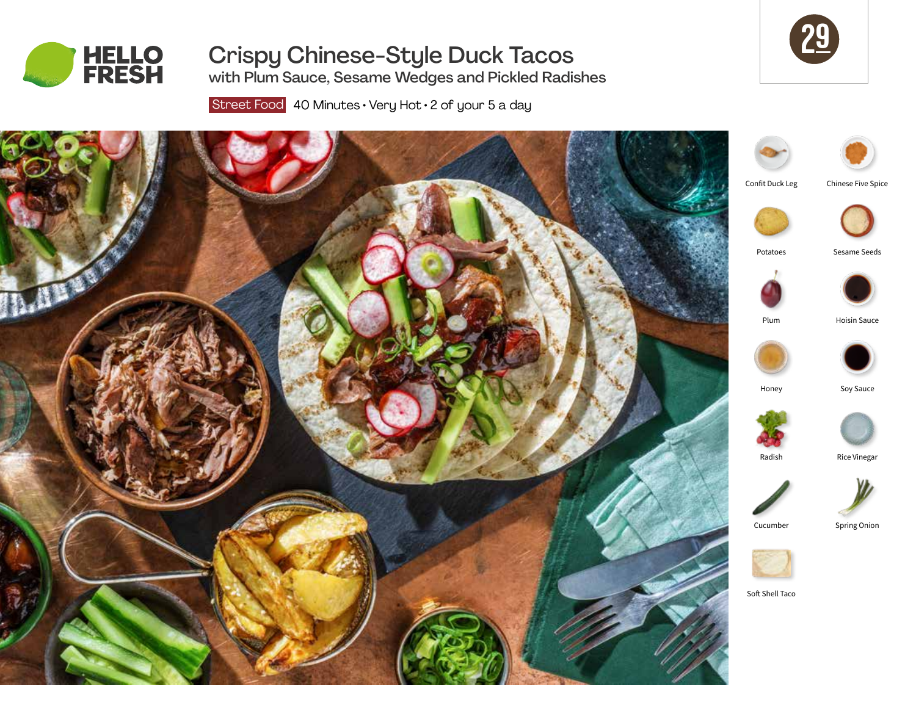HELLO FRESH

# Crispy Chinese-Style Duck Tacos

## with Plum Sauce, Sesame Wedges and Pickled Radishes

Street Food 40 Minutes • Very Hot • 2 of your 5 a day

29

- Confit Duck Leg
- Chinese Five Spice
- Potatoes
- Sesame Seeds
- Plum
- Hoisin Sauce
- Honey
- Soy Sauce
- Radish
- Rice Vinegar
- Cucumber
- Spring Onion
- Soft Shell Taco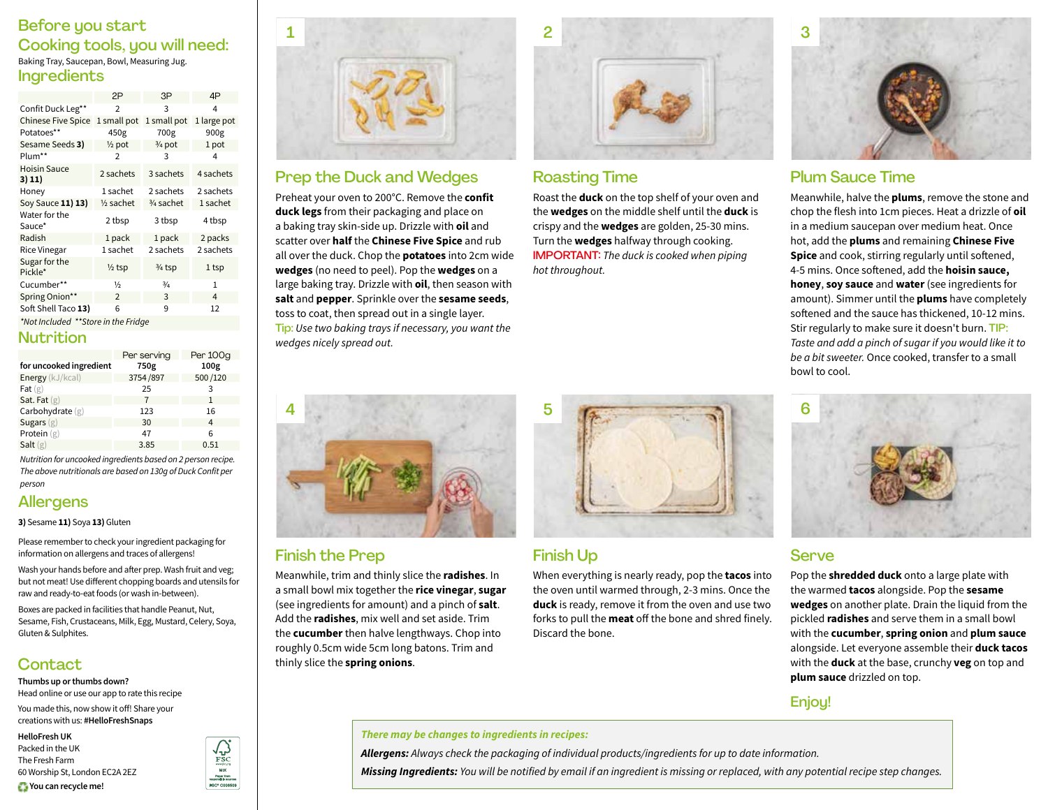## Before you start

## Cooking tools, you will need:

Baking Tray, Saucepan, Bowl, Measuring Jug.

## Ingredients

| | 2P | 3P | 4P |
|---|---|---|---|
| Confit Duck Leg** | 2 | 3 | 4 |
| Chinese Five Spice | 1 small pot | 1 small pot | 1 large pot |
| Potatoes** | 450g | 700g | 900g |
| Sesame Seeds **3)** | ½ pot | ¾ pot | 1 pot |
| Plum** | 2 | 3 | 4 |
| Hoisin Sauce **3) 11)** | 2 sachets | 3 sachets | 4 sachets |
| Honey | 1 sachet | 2 sachets | 2 sachets |
| Soy Sauce **11) 13)** | ½ sachet | ¾ sachet | 1 sachet |
| Water for the Sauce* | 2 tbsp | 3 tbsp | 4 tbsp |
| Radish | 1 pack | 1 pack | 2 packs |
| Rice Vinegar | 1 sachet | 2 sachets | 2 sachets |
| Sugar for the Pickle* | ½ tsp | ¾ tsp | 1 tsp |
| Cucumber** | ½ | ¾ | 1 |
| Spring Onion** | 2 | 3 | 4 |
| Soft Shell Taco **13)** | 6 | 9 | 12 |

*\*Not Included \*\*Store in the Fridge*

## Nutrition

| | Per serving | Per 100g |
|---|---|---|
| **for uncooked ingredient** | **750g** | **100g** |
| Energy (kJ/kcal) | 3754 /897 | 500 /120 |
| Fat (g) | 25 | 3 |
| Sat. Fat (g) | 7 | 1 |
| Carbohydrate (g) | 123 | 16 |
| Sugars (g) | 30 | 4 |
| Protein (g) | 47 | 6 |
| Salt (g) | 3.85 | 0.51 |

*Nutrition for uncooked ingredients based on 2 person recipe. The above nutritionals are based on 130g of Duck Confit per person*

## Allergens

**3)** Sesame **11)** Soya **13)** Gluten

Please remember to check your ingredient packaging for information on allergens and traces of allergens!

Wash your hands before and after prep. Wash fruit and veg; but not meat! Use different chopping boards and utensils for raw and ready-to-eat foods (or wash in-between).

Boxes are packed in facilities that handle Peanut, Nut, Sesame, Fish, Crustaceans, Milk, Egg, Mustard, Celery, Soya, Gluten & Sulphites.

## Contact

**Thumbs up or thumbs down?**
Head online or use our app to rate this recipe

You made this, now show it off! Share your creations with us: **#HelloFreshSnaps**

**HelloFresh UK**
Packed in the UK
The Fresh Farm
60 Worship St, London EC2A 2EZ
**You can recycle me!**

## 1 Prep the Duck and Wedges

Preheat your oven to 200°C. Remove the **confit duck legs** from their packaging and place on a baking tray skin-side up. Drizzle with **oil** and scatter over **half** the **Chinese Five Spice** and rub all over the duck. Chop the **potatoes** into 2cm wide **wedges** (no need to peel). Pop the **wedges** on a large baking tray. Drizzle with **oil**, then season with **salt** and **pepper**. Sprinkle over the **sesame seeds**, toss to coat, then spread out in a single layer. Tip: *Use two baking trays if necessary, you want the wedges nicely spread out.*

## 2 Roasting Time

Roast the **duck** on the top shelf of your oven and the **wedges** on the middle shelf until the **duck** is crispy and the **wedges** are golden, 25-30 mins. Turn the **wedges** halfway through cooking. IMPORTANT: *The duck is cooked when piping hot throughout.*

## 3 Plum Sauce Time

Meanwhile, halve the **plums**, remove the stone and chop the flesh into 1cm pieces. Heat a drizzle of **oil** in a medium saucepan over medium heat. Once hot, add the **plums** and remaining **Chinese Five Spice** and cook, stirring regularly until softened, 4-5 mins. Once softened, add the **hoisin sauce, honey**, **soy sauce** and **water** (see ingredients for amount). Simmer until the **plums** have completely softened and the sauce has thickened, 10-12 mins. Stir regularly to make sure it doesn't burn. TIP: *Taste and add a pinch of sugar if you would like it to be a bit sweeter.* Once cooked, transfer to a small bowl to cool.

## 4 Finish the Prep

Meanwhile, trim and thinly slice the **radishes**. In a small bowl mix together the **rice vinegar**, **sugar** (see ingredients for amount) and a pinch of **salt**. Add the **radishes**, mix well and set aside. Trim the **cucumber** then halve lengthways. Chop into roughly 0.5cm wide 5cm long batons. Trim and thinly slice the **spring onions**.

## 5 Finish Up

When everything is nearly ready, pop the **tacos** into the oven until warmed through, 2-3 mins. Once the **duck** is ready, remove it from the oven and use two forks to pull the **meat** off the bone and shred finely. Discard the bone.

## 6 Serve

Pop the **shredded duck** onto a large plate with the warmed **tacos** alongside. Pop the **sesame wedges** on another plate. Drain the liquid from the pickled **radishes** and serve them in a small bowl with the **cucumber**, **spring onion** and **plum sauce** alongside. Let everyone assemble their **duck tacos** with the **duck** at the base, crunchy **veg** on top and **plum sauce** drizzled on top.

Enjoy!

***There may be changes to ingredients in recipes:***

***Allergens:*** *Always check the packaging of individual products/ingredients for up to date information.*

***Missing Ingredients:*** *You will be notified by email if an ingredient is missing or replaced, with any potential recipe step changes.*